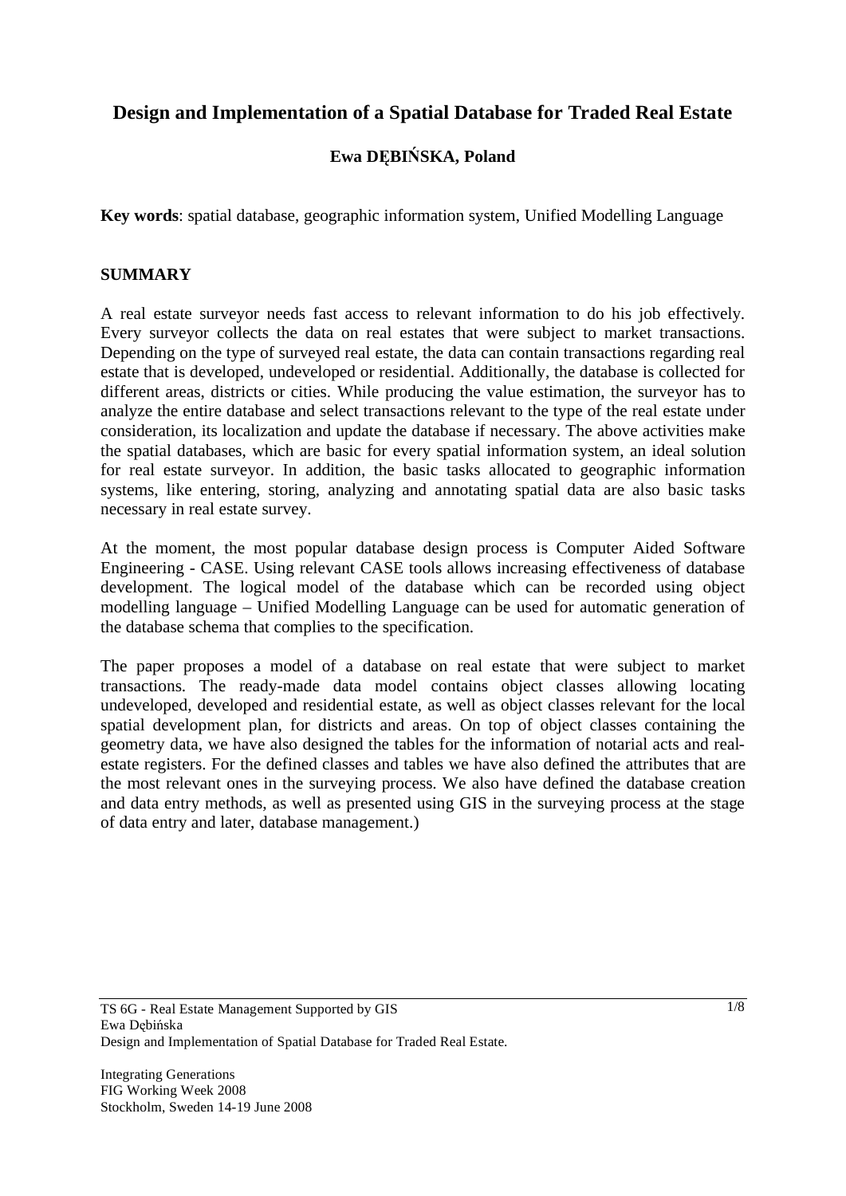# Design and Implementation of a Spatial Database for Traded Real Estate

**Ewa DĘBIŃSKA, Poland**

**Key words**: spatial database, geographic information system, Unified Modelling Language

## SUMMARY

A real estate surveyor needs fast access to relevant information to do his job effectively. Every surveyor collects the data on real estates that were subject to market transactions. Depending on the type of surveyed real estate, the data can contain transactions regarding real estate that is developed, undeveloped or residential. Additionally, the database is collected for different areas, districts or cities. While producing the value estimation, the surveyor has to analyze the entire database and select transactions relevant to the type of the real estate under consideration, its localization and update the database if necessary. The above activities make the spatial databases, which are basic for every spatial information system, an ideal solution for real estate surveyor. In addition, the basic tasks allocated to geographic information systems, like entering, storing, analyzing and annotating spatial data are also basic tasks necessary in real estate survey.

At the moment, the most popular database design process is Computer Aided Software Engineering - CASE. Using relevant CASE tools allows increasing effectiveness of database development. The logical model of the database which can be recorded using object modelling language – Unified Modelling Language can be used for automatic generation of the database schema that complies to the specification.

The paper proposes a model of a database on real estate that were subject to market transactions. The ready-made data model contains object classes allowing locating undeveloped, developed and residential estate, as well as object classes relevant for the local spatial development plan, for districts and areas. On top of object classes containing the geometry data, we have also designed the tables for the information of notarial acts and real-estate registers. For the defined classes and tables we have also defined the attributes that are the most relevant ones in the surveying process. We also have defined the database creation and data entry methods, as well as presented using GIS in the surveying process at the stage of data entry and later, database management.)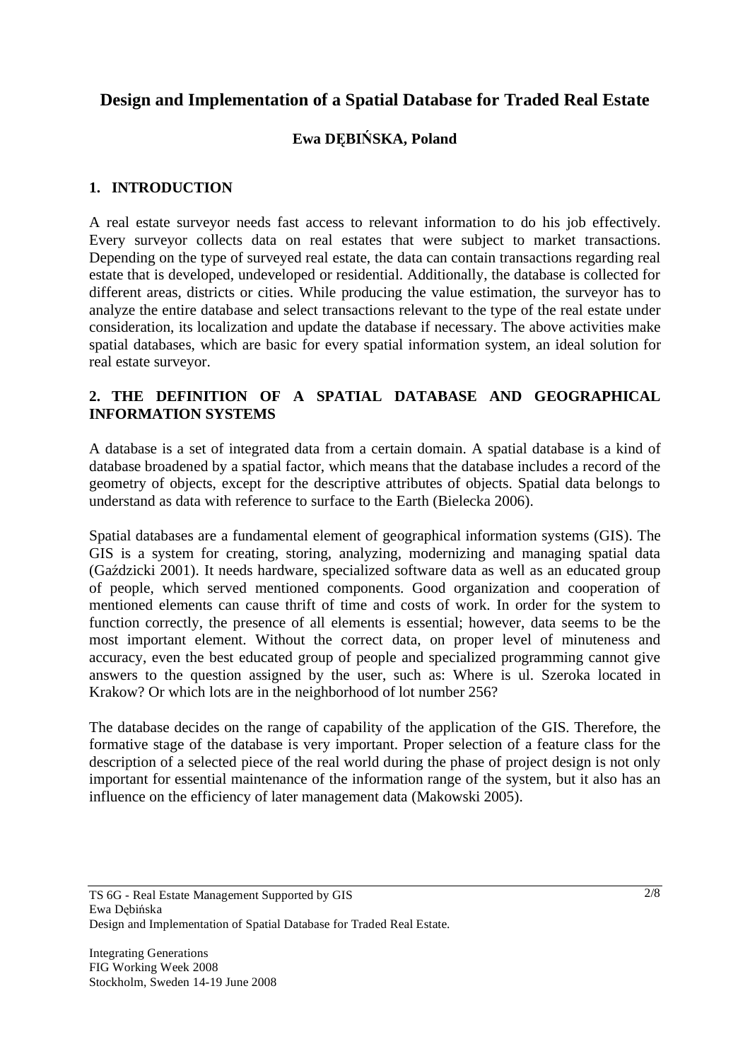# Design and Implementation of a Spatial Database for Traded Real Estate

**Ewa DĘBIŃSKA, Poland**

## 1. INTRODUCTION

A real estate surveyor needs fast access to relevant information to do his job effectively. Every surveyor collects data on real estates that were subject to market transactions. Depending on the type of surveyed real estate, the data can contain transactions regarding real estate that is developed, undeveloped or residential. Additionally, the database is collected for different areas, districts or cities. While producing the value estimation, the surveyor has to analyze the entire database and select transactions relevant to the type of the real estate under consideration, its localization and update the database if necessary. The above activities make spatial databases, which are basic for every spatial information system, an ideal solution for real estate surveyor.

## 2. THE DEFINITION OF A SPATIAL DATABASE AND GEOGRAPHICAL INFORMATION SYSTEMS

A database is a set of integrated data from a certain domain. A spatial database is a kind of database broadened by a spatial factor, which means that the database includes a record of the geometry of objects, except for the descriptive attributes of objects. Spatial data belongs to understand as data with reference to surface to the Earth (Bielecka 2006).

Spatial databases are a fundamental element of geographical information systems (GIS). The GIS is a system for creating, storing, analyzing, modernizing and managing spatial data (Gaździcki 2001). It needs hardware, specialized software data as well as an educated group of people, which served mentioned components. Good organization and cooperation of mentioned elements can cause thrift of time and costs of work. In order for the system to function correctly, the presence of all elements is essential; however, data seems to be the most important element. Without the correct data, on proper level of minuteness and accuracy, even the best educated group of people and specialized programming cannot give answers to the question assigned by the user, such as: Where is ul. Szeroka located in Krakow? Or which lots are in the neighborhood of lot number 256?

The database decides on the range of capability of the application of the GIS. Therefore, the formative stage of the database is very important. Proper selection of a feature class for the description of a selected piece of the real world during the phase of project design is not only important for essential maintenance of the information range of the system, but it also has an influence on the efficiency of later management data (Makowski 2005).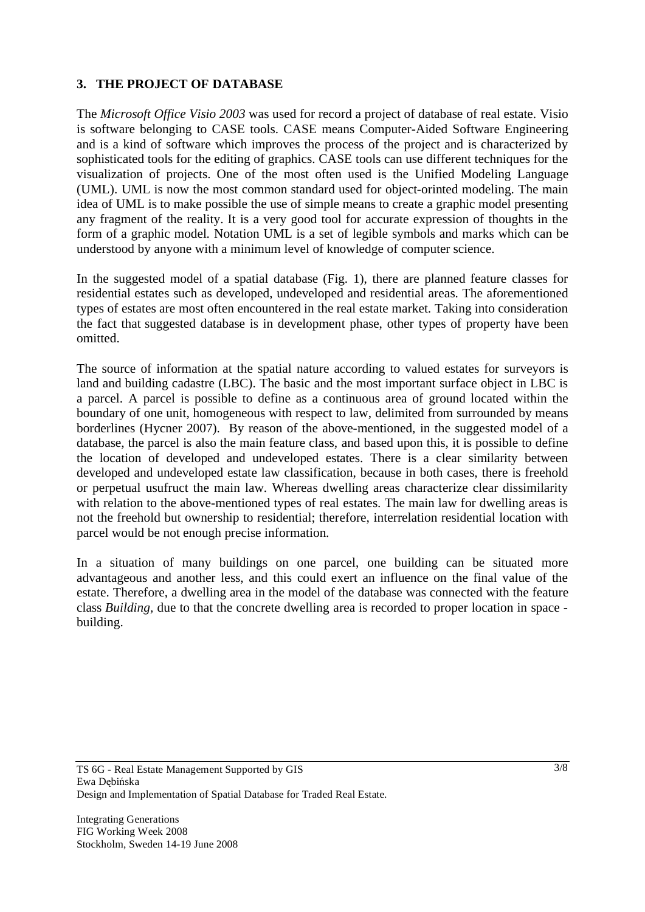## 3. THE PROJECT OF DATABASE

The *Microsoft Office Visio 2003* was used for record a project of database of real estate. Visio is software belonging to CASE tools. CASE means Computer-Aided Software Engineering and is a kind of software which improves the process of the project and is characterized by sophisticated tools for the editing of graphics. CASE tools can use different techniques for the visualization of projects. One of the most often used is the Unified Modeling Language (UML). UML is now the most common standard used for object-orinted modeling. The main idea of UML is to make possible the use of simple means to create a graphic model presenting any fragment of the reality. It is a very good tool for accurate expression of thoughts in the form of a graphic model. Notation UML is a set of legible symbols and marks which can be understood by anyone with a minimum level of knowledge of computer science.

In the suggested model of a spatial database (Fig. 1), there are planned feature classes for residential estates such as developed, undeveloped and residential areas. The aforementioned types of estates are most often encountered in the real estate market. Taking into consideration the fact that suggested database is in development phase, other types of property have been omitted.

The source of information at the spatial nature according to valued estates for surveyors is land and building cadastre (LBC). The basic and the most important surface object in LBC is a parcel. A parcel is possible to define as a continuous area of ground located within the boundary of one unit, homogeneous with respect to law, delimited from surrounded by means borderlines (Hycner 2007). By reason of the above-mentioned, in the suggested model of a database, the parcel is also the main feature class, and based upon this, it is possible to define the location of developed and undeveloped estates. There is a clear similarity between developed and undeveloped estate law classification, because in both cases, there is freehold or perpetual usufruct the main law. Whereas dwelling areas characterize clear dissimilarity with relation to the above-mentioned types of real estates. The main law for dwelling areas is not the freehold but ownership to residential; therefore, interrelation residential location with parcel would be not enough precise information.

In a situation of many buildings on one parcel, one building can be situated more advantageous and another less, and this could exert an influence on the final value of the estate. Therefore, a dwelling area in the model of the database was connected with the feature class *Building,* due to that the concrete dwelling area is recorded to proper location in space - building.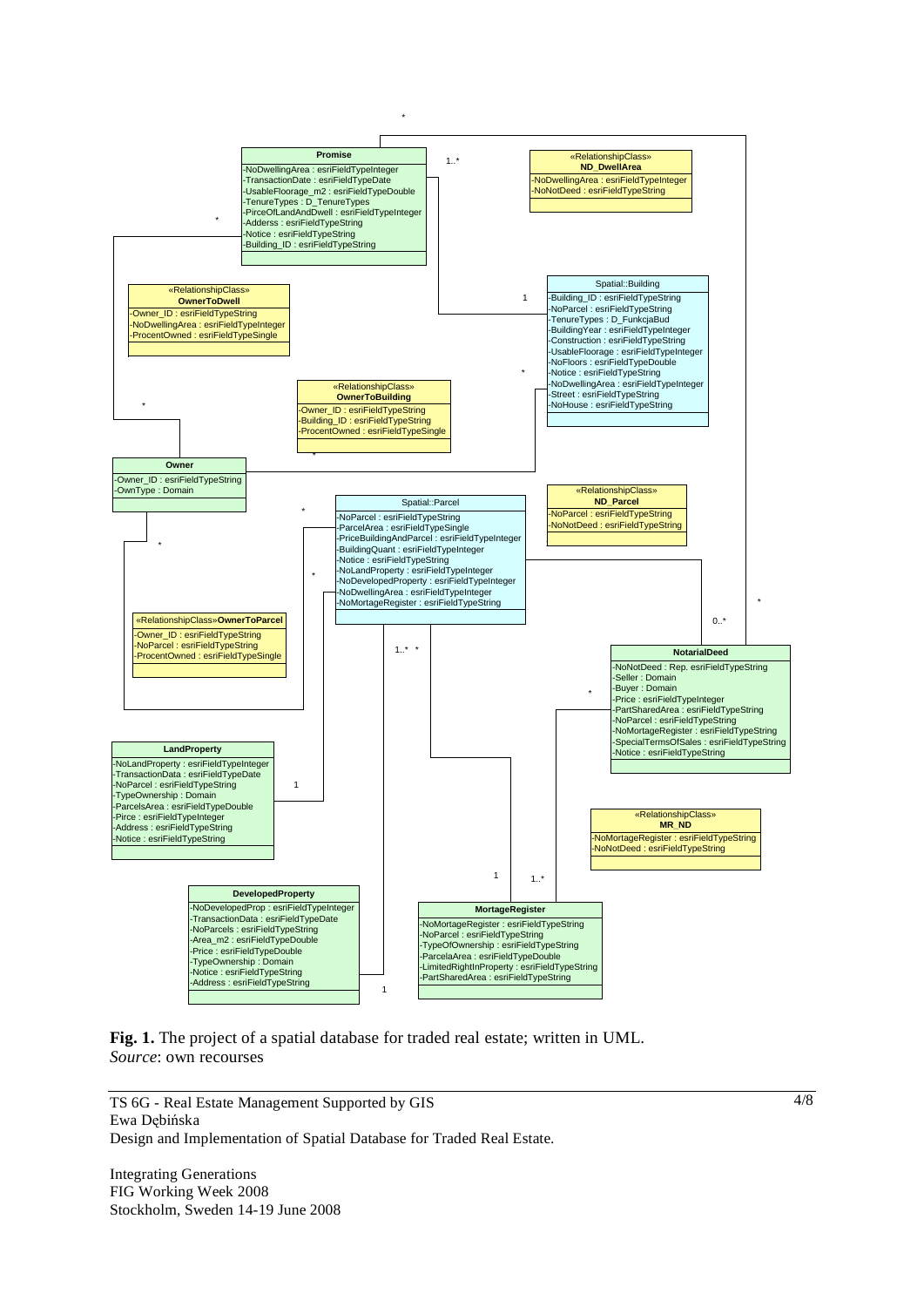**Promise**
- -NoDwellingArea : esriFieldTypeInteger
- -TransactionDate : esriFieldTypeDate
- -UsableFloorage_m2 : esriFieldTypeDouble
- -TenureTypes : D_TenureTypes
- -PirceOfLandAndDwell : esriFieldTypeInteger
- -Adderss : esriFieldTypeString
- -Notice : esriFieldTypeString
- -Building_ID : esriFieldTypeString

«RelationshipClass» **ND_DwellArea**
- -NoDwellingArea : esriFieldTypeInteger
- -NoNotDeed : esriFieldTypeString

«RelationshipClass» **OwnerToDwell**
- -Owner_ID : esriFieldTypeString
- -NoDwellingArea : esriFieldTypeInteger
- -ProcentOwned : esriFieldTypeSingle

Spatial::Building
- -Building_ID : esriFieldTypeString
- -NoParcel : esriFieldTypeString
- -TenureTypes : D_FunkcjaBud
- -BuildingYear : esriFieldTypeInteger
- -Construction : esriFieldTypeString
- -UsableFloorage : esriFieldTypeInteger
- -NoFloors : esriFieldTypeDouble
- -Notice : esriFieldTypeString
- -NoDwellingArea : esriFieldTypeInteger
- -Street : esriFieldTypeString
- -NoHouse : esriFieldTypeString

«RelationshipClass» **OwnerToBuilding**
- -Owner_ID : esriFieldTypeString
- -Building_ID : esriFieldTypeString
- -ProcentOwned : esriFieldTypeSingle

**Owner**
- -Owner_ID : esriFieldTypeString
- -OwnType : Domain

Spatial::Parcel
- -NoParcel : esriFieldTypeString
- -ParcelArea : esriFieldTypeSingle
- -PriceBuildingAndParcel : esriFieldTypeInteger
- -BuildingQuant : esriFieldTypeInteger
- -Notice : esriFieldTypeString
- -NoLandProperty : esriFieldTypeInteger
- -NoDevelopedProperty : esriFieldTypeInteger
- -NoDwellingArea : esriFieldTypeInteger
- -NoMortageRegister : esriFieldTypeString

«RelationshipClass» **ND_Parcel**
- -NoParcel : esriFieldTypeString
- -NoNotDeed : esriFieldTypeString

«RelationshipClass»**OwnerToParcel**
- -Owner_ID : esriFieldTypeString
- -NoParcel : esriFieldTypeString
- -ProcentOwned : esriFieldTypeSingle

**NotarialDeed**
- -NoNotDeed : Rep. esriFieldTypeString
- -Seller : Domain
- -Buyer : Domain
- -Price : esriFieldTypeInteger
- -PartSharedArea : esriFieldTypeString
- -NoParcel : esriFieldTypeString
- -NoMortageRegister : esriFieldTypeString
- -SpecialTermsOfSales : esriFieldTypeString
- -Notice : esriFieldTypeString

**LandProperty**
- -NoLandProperty : esriFieldTypeInteger
- -TransactionData : esriFieldTypeDate
- -NoParcel : esriFieldTypeString
- -TypeOwnership : Domain
- -ParcelsArea : esriFieldTypeDouble
- -Pirce : esriFieldTypeInteger
- -Address : esriFieldTypeString
- -Notice : esriFieldTypeString

«RelationshipClass» **MR_ND**
- -NoMortageRegister : esriFieldTypeString
- -NoNotDeed : esriFieldTypeString

**DevelopedProperty**
- -NoDevelopedProp : esriFieldTypeInteger
- -TransactionData : esriFieldTypeDate
- -NoParcels : esriFieldTypeString
- -Area_m2 : esriFieldTypeDouble
- -Price : esriFieldTypeDouble
- -TypeOwnership : Domain
- -Notice : esriFieldTypeString
- -Address : esriFieldTypeString

**MortageRegister**
- -NoMortageRegister : esriFieldTypeString
- -NoParcel : esriFieldTypeString
- -TypeOfOwnership : esriFieldTypeString
- -ParcelaArea : esriFieldTypeDouble
- -LimitedRightInProperty : esriFieldTypeString
- -PartSharedArea : esriFieldTypeString

**Fig. 1.** The project of a spatial database for traded real estate; written in UML.
*Source*: own recourses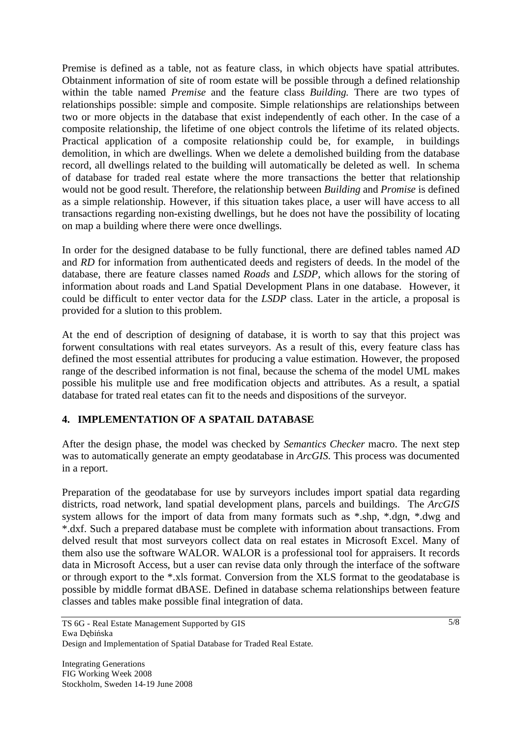Premise is defined as a table, not as feature class, in which objects have spatial attributes. Obtainment information of site of room estate will be possible through a defined relationship within the table named *Premise* and the feature class *Building.* There are two types of relationships possible: simple and composite. Simple relationships are relationships between two or more objects in the database that exist independently of each other. In the case of a composite relationship, the lifetime of one object controls the lifetime of its related objects. Practical application of a composite relationship could be, for example, in buildings demolition, in which are dwellings. When we delete a demolished building from the database record, all dwellings related to the building will automatically be deleted as well. In schema of database for traded real estate where the more transactions the better that relationship would not be good result. Therefore, the relationship between *Building* and *Promise* is defined as a simple relationship. However, if this situation takes place, a user will have access to all transactions regarding non-existing dwellings, but he does not have the possibility of locating on map a building where there were once dwellings.

In order for the designed database to be fully functional, there are defined tables named *AD* and *RD* for information from authenticated deeds and registers of deeds. In the model of the database, there are feature classes named *Roads* and *LSDP*, which allows for the storing of information about roads and Land Spatial Development Plans in one database. However, it could be difficult to enter vector data for the *LSDP* class. Later in the article, a proposal is provided for a slution to this problem.

At the end of description of designing of database, it is worth to say that this project was forwent consultations with real etates surveyors. As a result of this, every feature class has defined the most essential attributes for producing a value estimation. However, the proposed range of the described information is not final, because the schema of the model UML makes possible his mulitple use and free modification objects and attributes. As a result, a spatial database for trated real etates can fit to the needs and dispositions of the surveyor.

## 4. IMPLEMENTATION OF A SPATAIL DATABASE

After the design phase, the model was checked by *Semantics Checker* macro. The next step was to automatically generate an empty geodatabase in *ArcGIS*. This process was documented in a report.

Preparation of the geodatabase for use by surveyors includes import spatial data regarding districts, road network, land spatial development plans, parcels and buildings. The *ArcGIS* system allows for the import of data from many formats such as *.shp, *.dgn, *.dwg and *.dxf. Such a prepared database must be complete with information about transactions. From delved result that most surveyors collect data on real estates in Microsoft Excel. Many of them also use the software WALOR. WALOR is a professional tool for appraisers. It records data in Microsoft Access, but a user can revise data only through the interface of the software or through export to the *.xls format. Conversion from the XLS format to the geodatabase is possible by middle format dBASE. Defined in database schema relationships between feature classes and tables make possible final integration of data.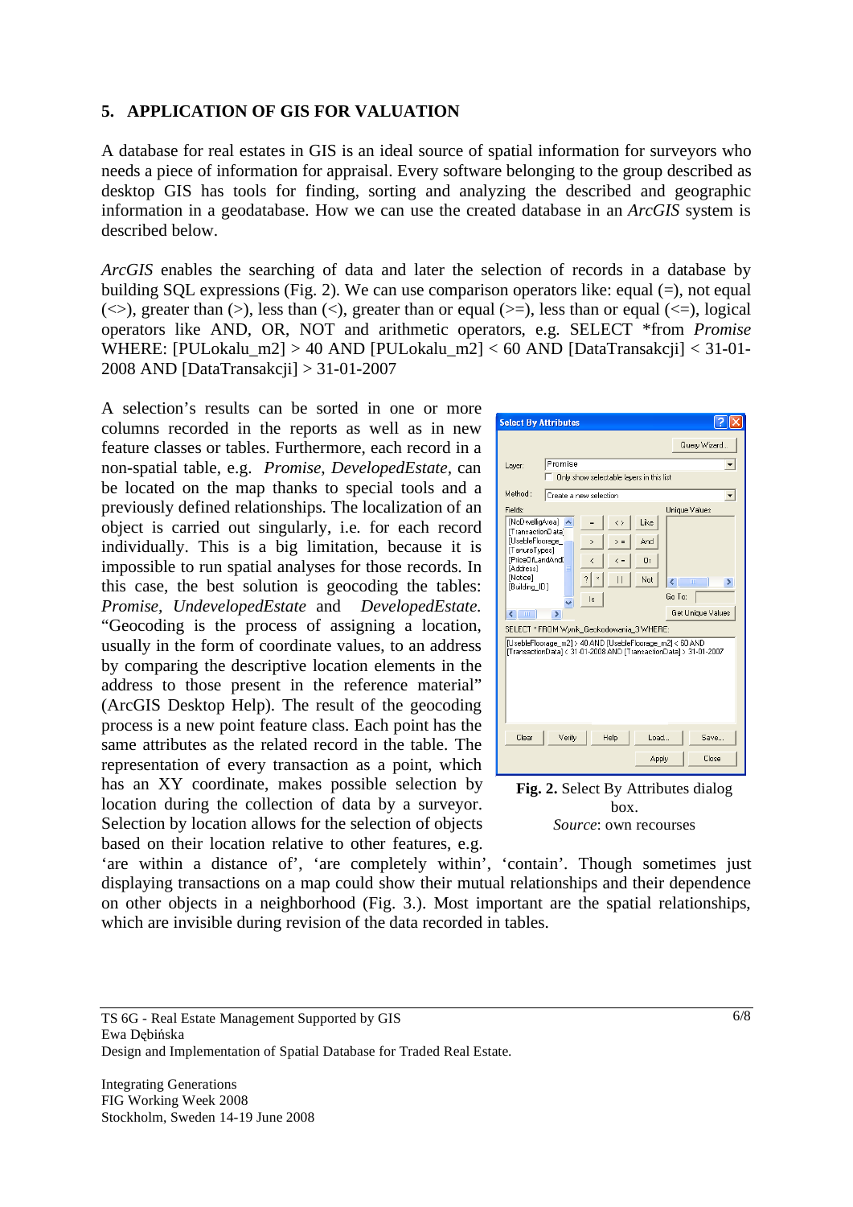## 5. APPLICATION OF GIS FOR VALUATION

A database for real estates in GIS is an ideal source of spatial information for surveyors who needs a piece of information for appraisal. Every software belonging to the group described as desktop GIS has tools for finding, sorting and analyzing the described and geographic information in a geodatabase. How we can use the created database in an *ArcGIS* system is described below.

*ArcGIS* enables the searching of data and later the selection of records in a database by building SQL expressions (Fig. 2). We can use comparison operators like: equal (=), not equal (<>), greater than (>), less than (<), greater than or equal (>=), less than or equal (<=), logical operators like AND, OR, NOT and arithmetic operators, e.g. SELECT *from *Promise* WHERE: [PULokalu_m2] > 40 AND [PULokalu_m2] < 60 AND [DataTransakcji] < 31-01-2008 AND [DataTransakcji] > 31-01-2007

A selection's results can be sorted in one or more columns recorded in the reports as well as in new feature classes or tables. Furthermore, each record in a non-spatial table, e.g. *Promise*, *DevelopedEstate*, can be located on the map thanks to special tools and a previously defined relationships. The localization of an object is carried out singularly, i.e. for each record individually. This is a big limitation, because it is impossible to run spatial analyses for those records. In this case, the best solution is geocoding the tables: *Promise*, *UndevelopedEstate* and *DevelopedEstate*. "Geocoding is the process of assigning a location, usually in the form of coordinate values, to an address by comparing the descriptive location elements in the address to those present in the reference material" (ArcGIS Desktop Help). The result of the geocoding process is a new point feature class. Each point has the same attributes as the related record in the table. The representation of every transaction as a point, which has an XY coordinate, makes possible selection by location during the collection of data by a surveyor. Selection by location allows for the selection of objects based on their location relative to other features, e.g. 'are within a distance of', 'are completely within', 'contain'. Though sometimes just displaying transactions on a map could show their mutual relationships and their dependence on other objects in a neighborhood (Fig. 3.). Most important are the spatial relationships, which are invisible during revision of the data recorded in tables.

**Fig. 2.** Select By Attributes dialog box.
*Source*: own recourses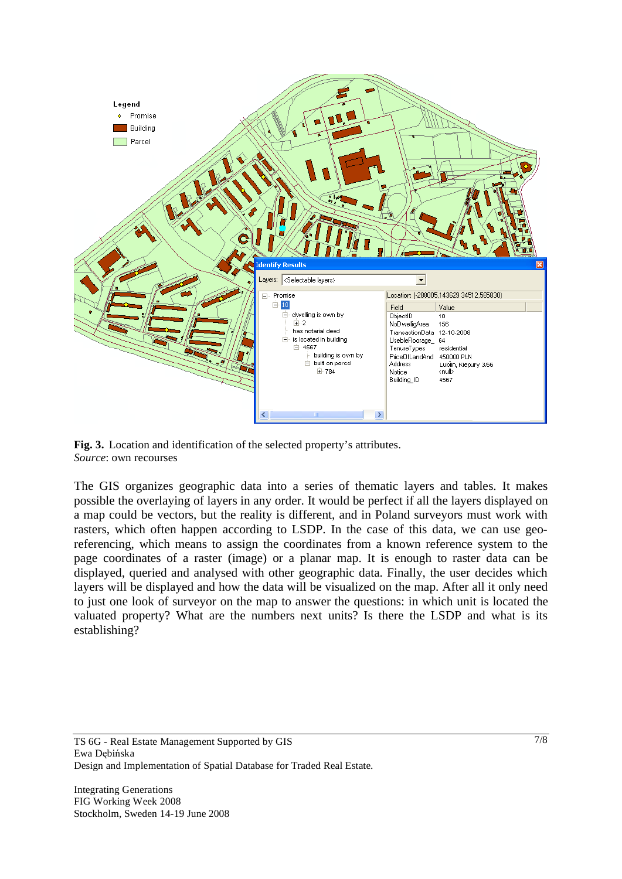**Fig. 3.** Location and identification of the selected property's attributes.
*Source*: own recourses

The GIS organizes geographic data into a series of thematic layers and tables. It makes possible the overlaying of layers in any order. It would be perfect if all the layers displayed on a map could be vectors, but the reality is different, and in Poland surveyors must work with rasters, which often happen according to LSDP. In the case of this data, we can use geo-referencing, which means to assign the coordinates from a known reference system to the page coordinates of a raster (image) or a planar map. It is enough to raster data can be displayed, queried and analysed with other geographic data. Finally, the user decides which layers will be displayed and how the data will be visualized on the map. After all it only need to just one look of surveyor on the map to answer the questions: in which unit is located the valuated property? What are the numbers next units? Is there the LSDP and what is its establishing?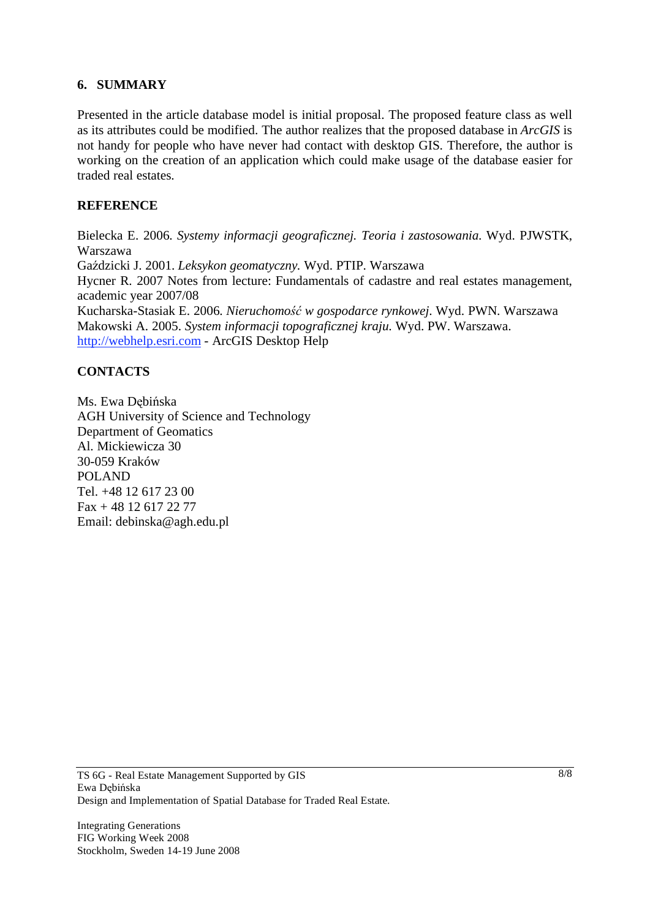## 6. SUMMARY

Presented in the article database model is initial proposal. The proposed feature class as well as its attributes could be modified. The author realizes that the proposed database in *ArcGIS* is not handy for people who have never had contact with desktop GIS. Therefore, the author is working on the creation of an application which could make usage of the database easier for traded real estates.

## REFERENCE

Bielecka E. 2006. *Systemy informacji geograficznej. Teoria i zastosowania.* Wyd. PJWSTK, Warszawa
Gaździcki J. 2001. *Leksykon geomatyczny.* Wyd. PTIP. Warszawa
Hycner R. 2007 Notes from lecture: Fundamentals of cadastre and real estates management, academic year 2007/08
Kucharska-Stasiak E. 2006. *Nieruchomość w gospodarce rynkowej*. Wyd. PWN. Warszawa
Makowski A. 2005. *System informacji topograficznej kraju.* Wyd. PW. Warszawa.
http://webhelp.esri.com - ArcGIS Desktop Help

## CONTACTS

Ms. Ewa Dębińska
AGH University of Science and Technology
Department of Geomatics
Al. Mickiewicza 30
30-059 Kraków
POLAND
Tel. +48 12 617 23 00
Fax + 48 12 617 22 77
Email: debinska@agh.edu.pl